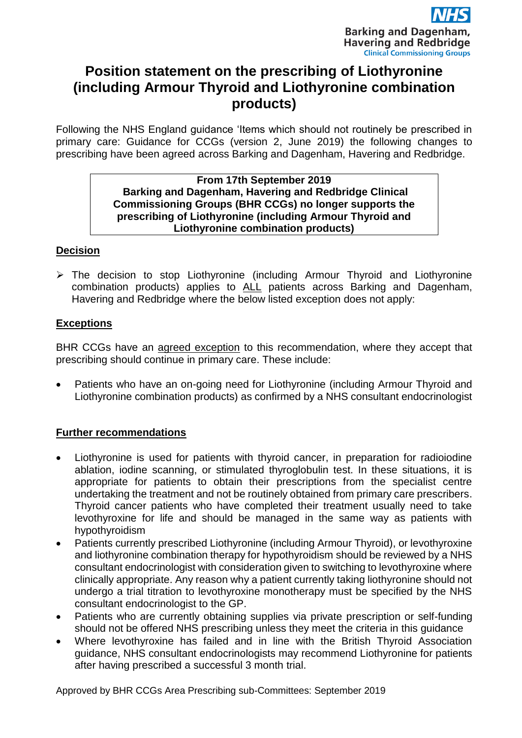NHS
Barking and Dagenham, Havering and Redbridge
Clinical Commissioning Groups

# Position statement on the prescribing of Liothyronine (including Armour Thyroid and Liothyronine combination products)

Following the NHS England guidance 'Items which should not routinely be prescribed in primary care: Guidance for CCGs (version 2, June 2019) the following changes to prescribing have been agreed across Barking and Dagenham, Havering and Redbridge.

> **From 17th September 2019**
> **Barking and Dagenham, Havering and Redbridge Clinical Commissioning Groups (BHR CCGs) no longer supports the prescribing of Liothyronine (including Armour Thyroid and Liothyronine combination products)**

## Decision

- The decision to stop Liothyronine (including Armour Thyroid and Liothyronine combination products) applies to ALL patients across Barking and Dagenham, Havering and Redbridge where the below listed exception does not apply:

## Exceptions

BHR CCGs have an agreed exception to this recommendation, where they accept that prescribing should continue in primary care. These include:

- Patients who have an on-going need for Liothyronine (including Armour Thyroid and Liothyronine combination products) as confirmed by a NHS consultant endocrinologist

## Further recommendations

- Liothyronine is used for patients with thyroid cancer, in preparation for radioiodine ablation, iodine scanning, or stimulated thyroglobulin test. In these situations, it is appropriate for patients to obtain their prescriptions from the specialist centre undertaking the treatment and not be routinely obtained from primary care prescribers. Thyroid cancer patients who have completed their treatment usually need to take levothyroxine for life and should be managed in the same way as patients with hypothyroidism
- Patients currently prescribed Liothyronine (including Armour Thyroid), or levothyroxine and liothyronine combination therapy for hypothyroidism should be reviewed by a NHS consultant endocrinologist with consideration given to switching to levothyroxine where clinically appropriate. Any reason why a patient currently taking liothyronine should not undergo a trial titration to levothyroxine monotherapy must be specified by the NHS consultant endocrinologist to the GP.
- Patients who are currently obtaining supplies via private prescription or self-funding should not be offered NHS prescribing unless they meet the criteria in this guidance
- Where levothyroxine has failed and in line with the British Thyroid Association guidance, NHS consultant endocrinologists may recommend Liothyronine for patients after having prescribed a successful 3 month trial.

Approved by BHR CCGs Area Prescribing sub-Committees: September 2019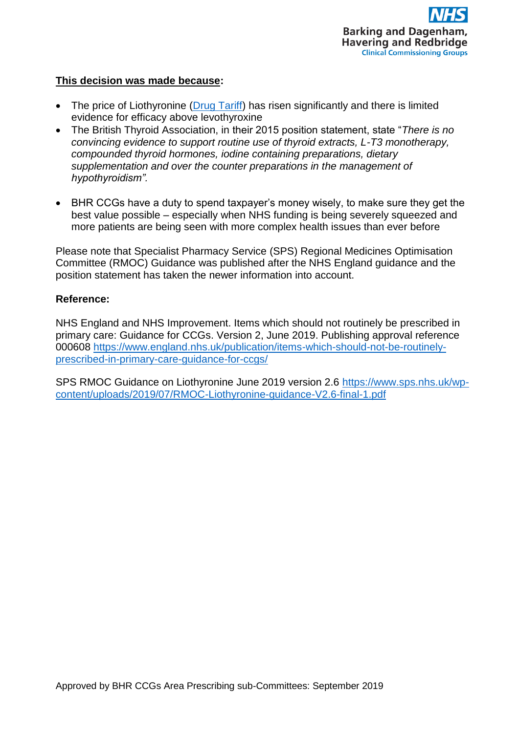**<u>This decision was made because</u>:**

- The price of Liothyronine ([Drug Tariff]) has risen significantly and there is limited evidence for efficacy above levothyroxine
- The British Thyroid Association, in their 2015 position statement, state "*There is no convincing evidence to support routine use of thyroid extracts, L-T3 monotherapy, compounded thyroid hormones, iodine containing preparations, dietary supplementation and over the counter preparations in the management of hypothyroidism".*
- BHR CCGs have a duty to spend taxpayer's money wisely, to make sure they get the best value possible – especially when NHS funding is being severely squeezed and more patients are being seen with more complex health issues than ever before

Please note that Specialist Pharmacy Service (SPS) Regional Medicines Optimisation Committee (RMOC) Guidance was published after the NHS England guidance and the position statement has taken the newer information into account.

**Reference:**

NHS England and NHS Improvement. Items which should not routinely be prescribed in primary care: Guidance for CCGs. Version 2, June 2019. Publishing approval reference 000608 https://www.england.nhs.uk/publication/items-which-should-not-be-routinely-prescribed-in-primary-care-guidance-for-ccgs/

SPS RMOC Guidance on Liothyronine June 2019 version 2.6 https://www.sps.nhs.uk/wp-content/uploads/2019/07/RMOC-Liothyronine-guidance-V2.6-final-1.pdf

Approved by BHR CCGs Area Prescribing sub-Committees: September 2019